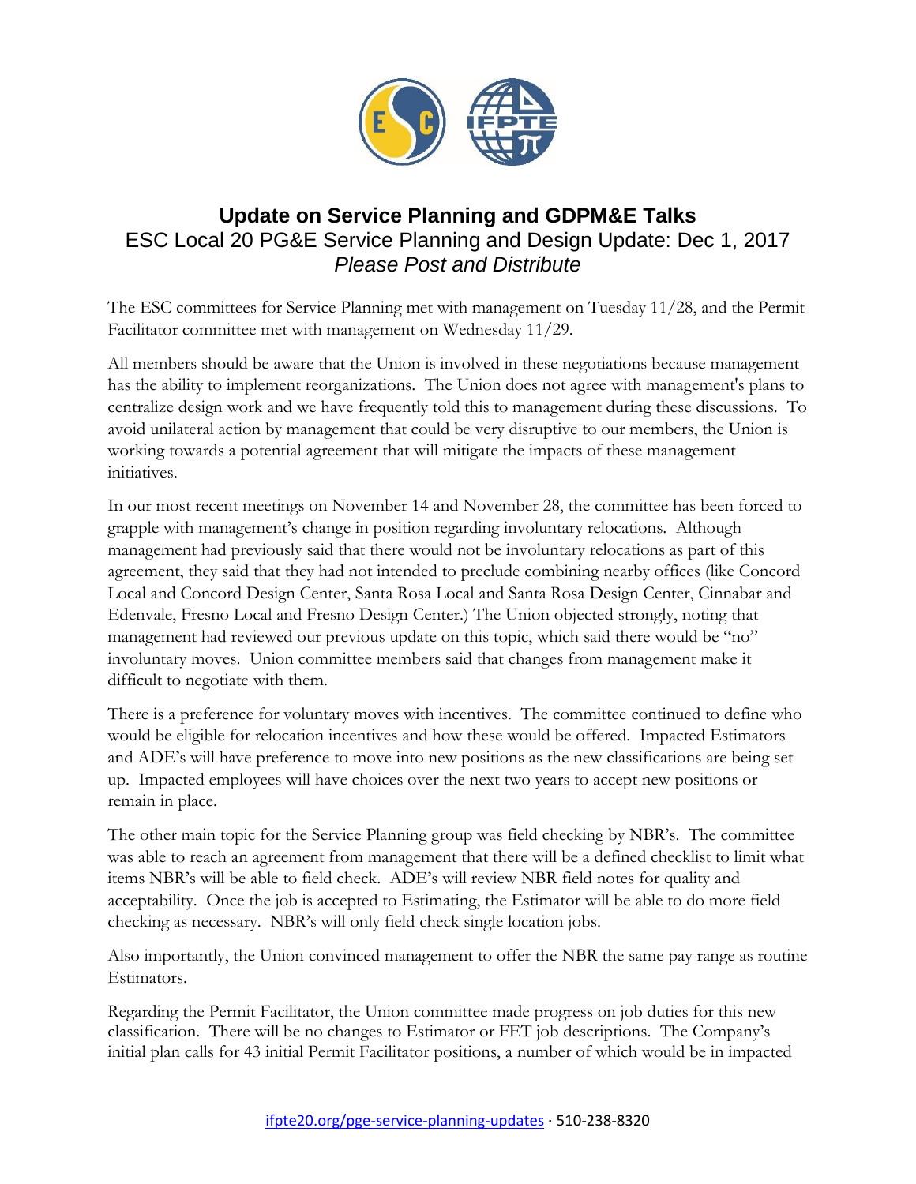# Update on Service Planning and GDPM&E Talks

ESC Local 20 PG&E Service Planning and Design Update: Dec 1, 2017

*Please Post and Distribute*

The ESC committees for Service Planning met with management on Tuesday 11/28, and the Permit Facilitator committee met with management on Wednesday 11/29.

All members should be aware that the Union is involved in these negotiations because management has the ability to implement reorganizations. The Union does not agree with management's plans to centralize design work and we have frequently told this to management during these discussions. To avoid unilateral action by management that could be very disruptive to our members, the Union is working towards a potential agreement that will mitigate the impacts of these management initiatives.

In our most recent meetings on November 14 and November 28, the committee has been forced to grapple with management's change in position regarding involuntary relocations. Although management had previously said that there would not be involuntary relocations as part of this agreement, they said that they had not intended to preclude combining nearby offices (like Concord Local and Concord Design Center, Santa Rosa Local and Santa Rosa Design Center, Cinnabar and Edenvale, Fresno Local and Fresno Design Center.) The Union objected strongly, noting that management had reviewed our previous update on this topic, which said there would be "no" involuntary moves. Union committee members said that changes from management make it difficult to negotiate with them.

There is a preference for voluntary moves with incentives. The committee continued to define who would be eligible for relocation incentives and how these would be offered. Impacted Estimators and ADE's will have preference to move into new positions as the new classifications are being set up. Impacted employees will have choices over the next two years to accept new positions or remain in place.

The other main topic for the Service Planning group was field checking by NBR's. The committee was able to reach an agreement from management that there will be a defined checklist to limit what items NBR's will be able to field check. ADE's will review NBR field notes for quality and acceptability. Once the job is accepted to Estimating, the Estimator will be able to do more field checking as necessary. NBR's will only field check single location jobs.

Also importantly, the Union convinced management to offer the NBR the same pay range as routine Estimators.

Regarding the Permit Facilitator, the Union committee made progress on job duties for this new classification. There will be no changes to Estimator or FET job descriptions. The Company's initial plan calls for 43 initial Permit Facilitator positions, a number of which would be in impacted

ifpte20.org/pge-service-planning-updates · 510-238-8320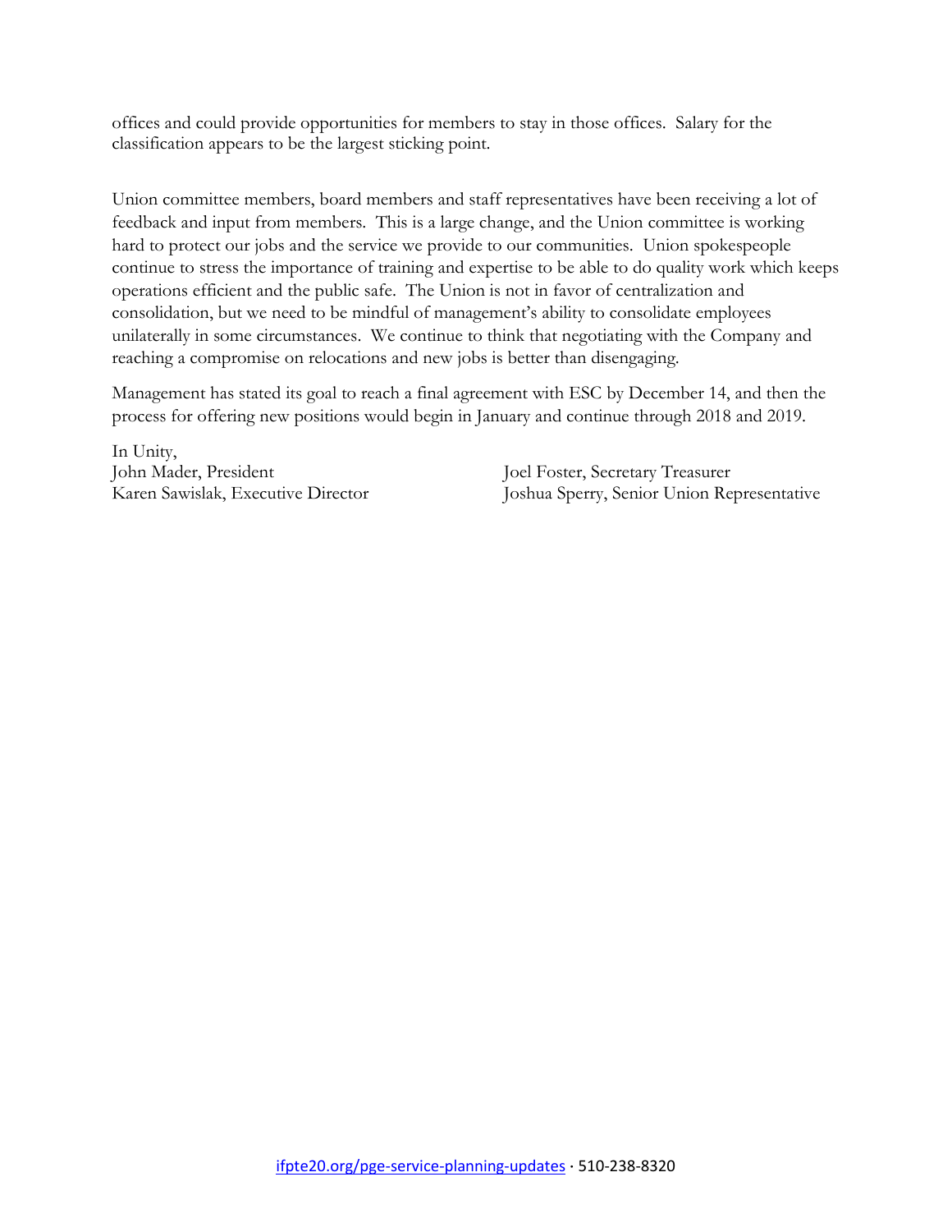offices and could provide opportunities for members to stay in those offices. Salary for the classification appears to be the largest sticking point.

Union committee members, board members and staff representatives have been receiving a lot of feedback and input from members. This is a large change, and the Union committee is working hard to protect our jobs and the service we provide to our communities. Union spokespeople continue to stress the importance of training and expertise to be able to do quality work which keeps operations efficient and the public safe. The Union is not in favor of centralization and consolidation, but we need to be mindful of management's ability to consolidate employees unilaterally in some circumstances. We continue to think that negotiating with the Company and reaching a compromise on relocations and new jobs is better than disengaging.

Management has stated its goal to reach a final agreement with ESC by December 14, and then the process for offering new positions would begin in January and continue through 2018 and 2019.

In Unity,
John Mader, President
Karen Sawislak, Executive Director
Joel Foster, Secretary Treasurer
Joshua Sperry, Senior Union Representative

ifpte20.org/pge-service-planning-updates · 510-238-8320